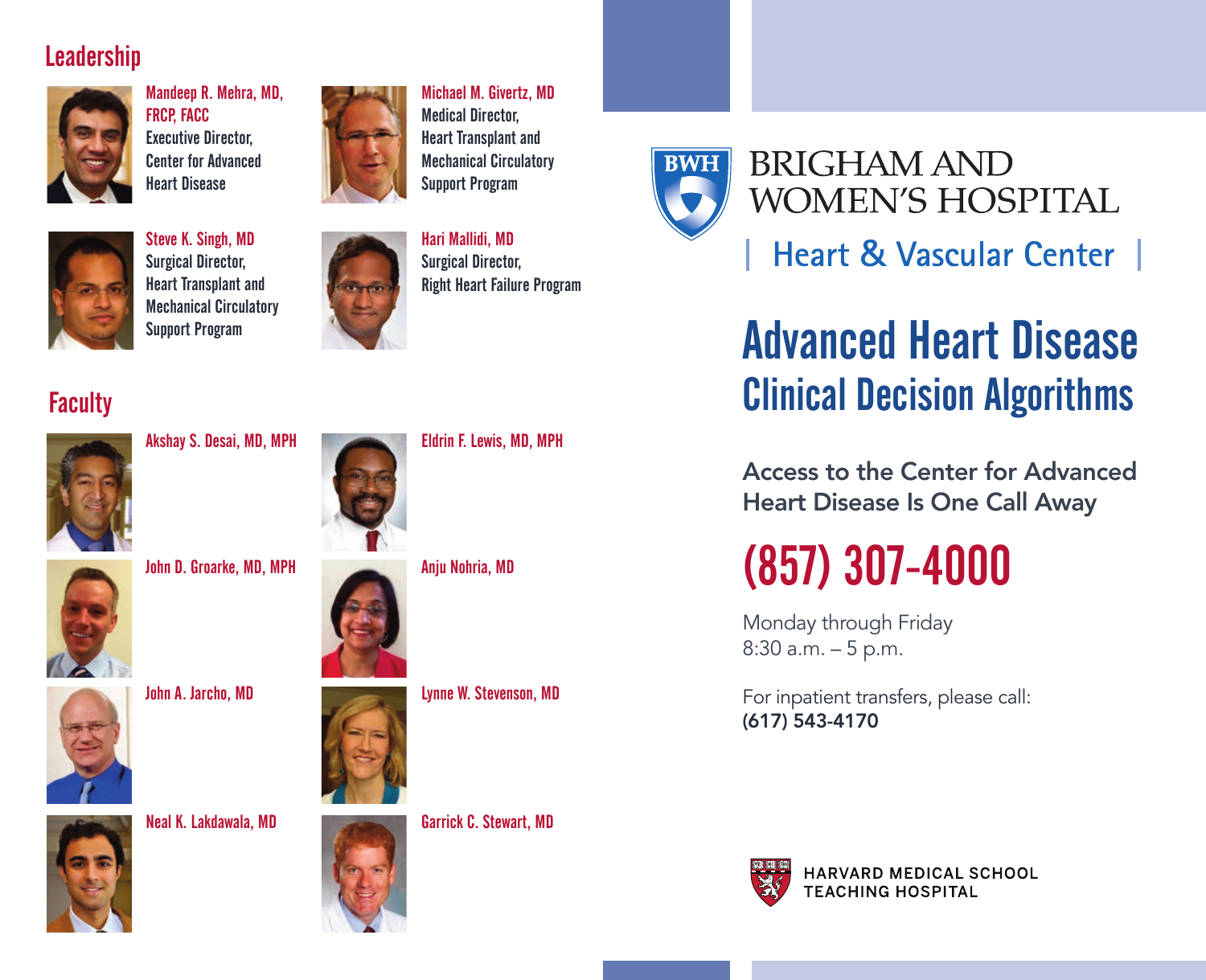## Leadership

**Mandeep R. Mehra, MD, FRCP, FACC**
Executive Director, Center for Advanced Heart Disease

**Michael M. Givertz, MD**
Medical Director, Heart Transplant and Mechanical Circulatory Support Program

**Steve K. Singh, MD**
Surgical Director, Heart Transplant and Mechanical Circulatory Support Program

**Hari Mallidi, MD**
Surgical Director, Right Heart Failure Program

## Faculty

**Akshay S. Desai, MD, MPH**

**Eldrin F. Lewis, MD, MPH**

**John D. Groarke, MD, MPH**

**Anju Nohria, MD**

**John A. Jarcho, MD**

**Lynne W. Stevenson, MD**

**Neal K. Lakdawala, MD**

**Garrick C. Stewart, MD**

BWH

BRIGHAM AND WOMEN'S HOSPITAL

Heart & Vascular Center

# Advanced Heart Disease Clinical Decision Algorithms

### Access to the Center for Advanced Heart Disease Is One Call Away

## (857) 307-4000

Monday through Friday
8:30 a.m. – 5 p.m.

For inpatient transfers, please call:
**(617) 543-4170**

HARVARD MEDICAL SCHOOL
TEACHING HOSPITAL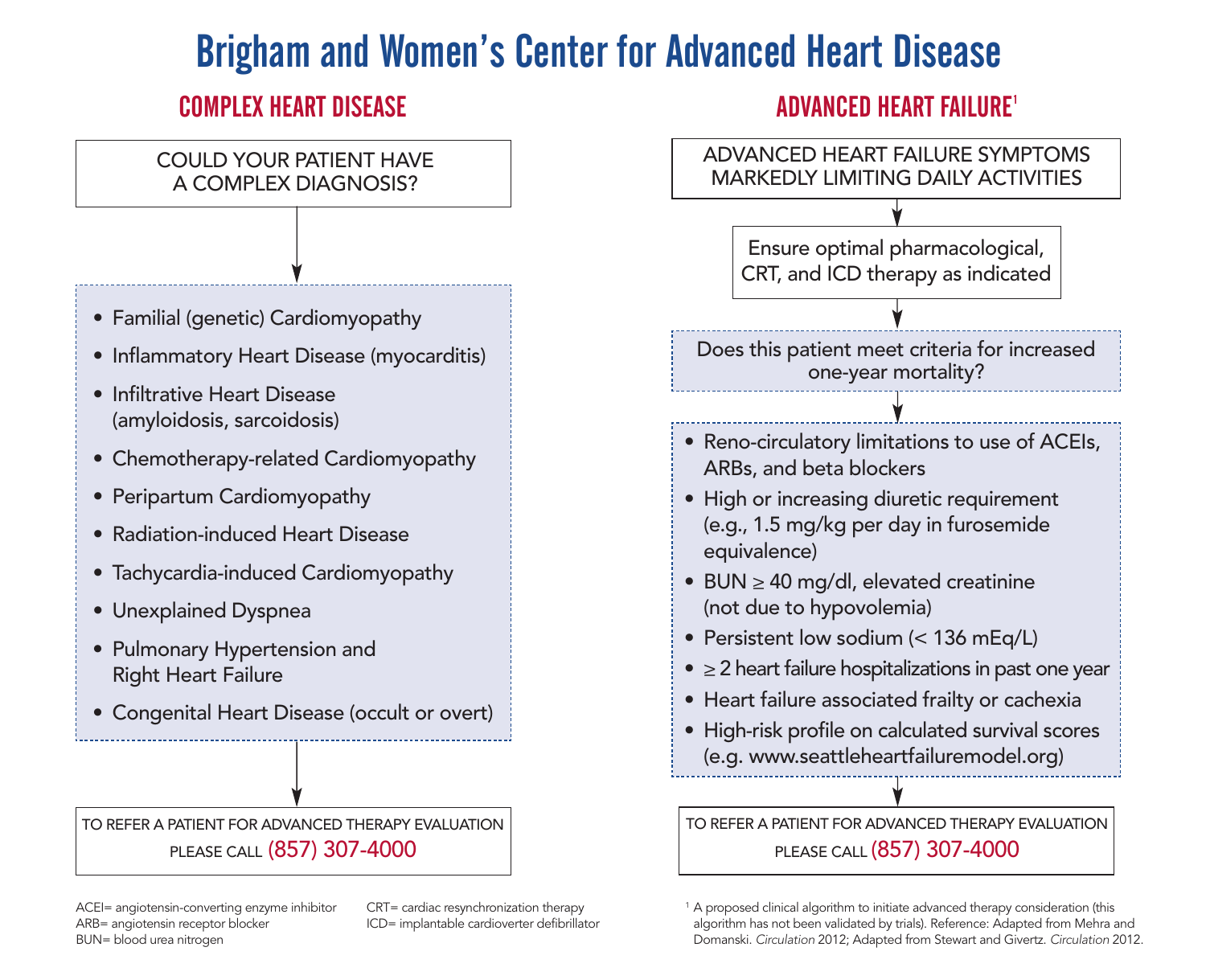# Brigham and Women's Center for Advanced Heart Disease

## COMPLEX HEART DISEASE

COULD YOUR PATIENT HAVE A COMPLEX DIAGNOSIS?

- Familial (genetic) Cardiomyopathy
- Inflammatory Heart Disease (myocarditis)
- Infiltrative Heart Disease (amyloidosis, sarcoidosis)
- Chemotherapy-related Cardiomyopathy
- Peripartum Cardiomyopathy
- Radiation-induced Heart Disease
- Tachycardia-induced Cardiomyopathy
- Unexplained Dyspnea
- Pulmonary Hypertension and Right Heart Failure
- Congenital Heart Disease (occult or overt)

TO REFER A PATIENT FOR ADVANCED THERAPY EVALUATION PLEASE CALL (857) 307-4000

## ADVANCED HEART FAILURE[1]

ADVANCED HEART FAILURE SYMPTOMS MARKEDLY LIMITING DAILY ACTIVITIES

Ensure optimal pharmacological, CRT, and ICD therapy as indicated

Does this patient meet criteria for increased one-year mortality?

- Reno-circulatory limitations to use of ACEIs, ARBs, and beta blockers
- High or increasing diuretic requirement (e.g., 1.5 mg/kg per day in furosemide equivalence)
- BUN ≥ 40 mg/dl, elevated creatinine (not due to hypovolemia)
- Persistent low sodium (< 136 mEq/L)
- ≥ 2 heart failure hospitalizations in past one year
- Heart failure associated frailty or cachexia
- High-risk profile on calculated survival scores (e.g. www.seattleheartfailuremodel.org)

TO REFER A PATIENT FOR ADVANCED THERAPY EVALUATION PLEASE CALL (857) 307-4000

ACEI= angiotensin-converting enzyme inhibitor
ARB= angiotensin receptor blocker
BUN= blood urea nitrogen
CRT= cardiac resynchronization therapy
ICD= implantable cardioverter defibrillator

[1] A proposed clinical algorithm to initiate advanced therapy consideration (this algorithm has not been validated by trials). Reference: Adapted from Mehra and Domanski. *Circulation* 2012; Adapted from Stewart and Givertz. *Circulation* 2012.